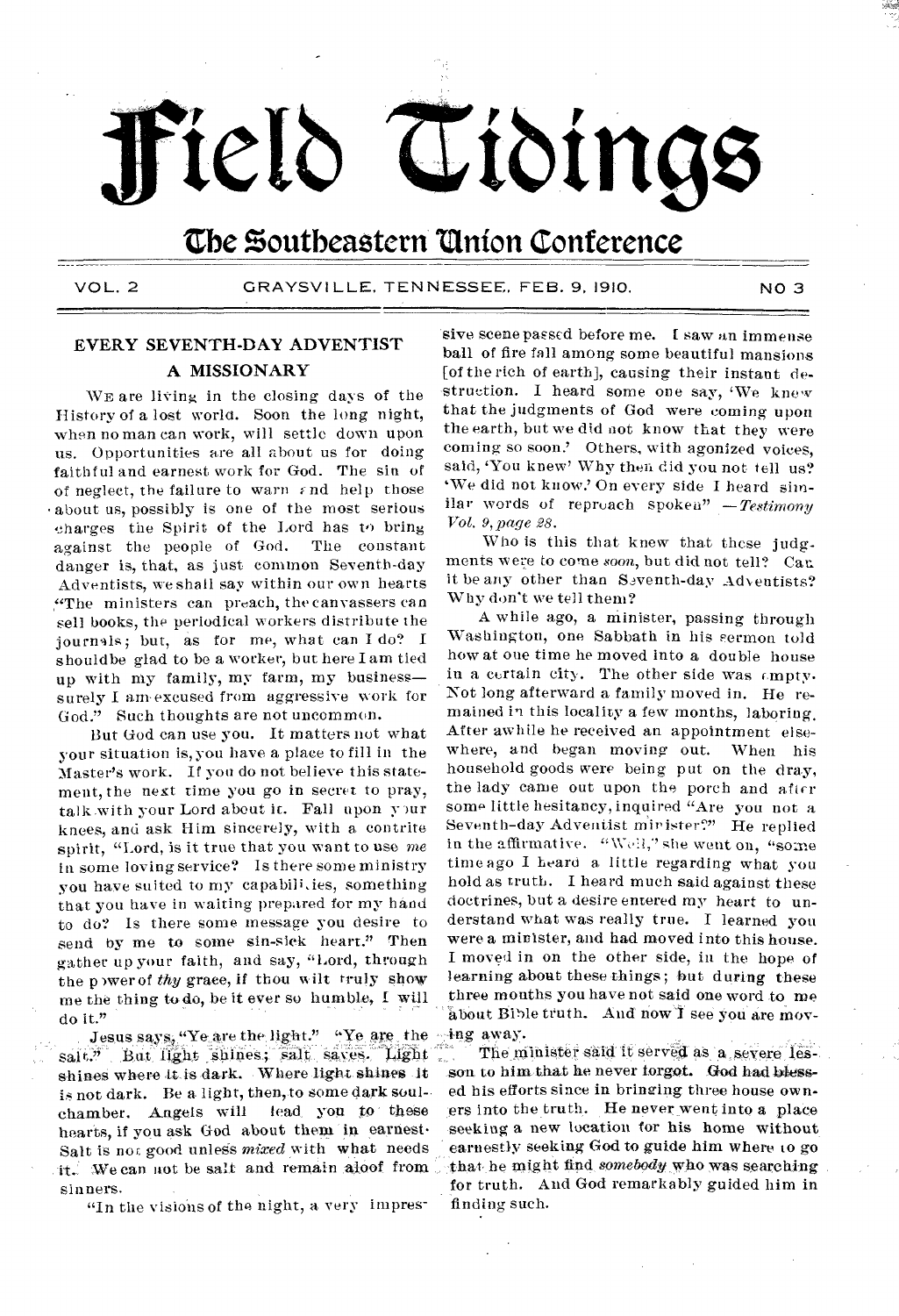# Field Tidings

## The Southeastern Union Conference

VOL. 2 GRAYSVILLE, TENNESSEE, FEB. 9, 1910. NO 3

### EVERY SEVENTH-DAY ADVENTIST A MISSIONARY

WE are living in the closing days of the History of a lost world. Soon the long night, when no man can work, will settle down upon us. Opportunities are all about us for doing faithful and earnest work for God. The sin of of neglect, the failure to warn and help those about us, possibly is one of the most serious charges the Spirit of the Lord has to bring against the people of God. The constant danger is, that, as just common Seventh-day Adventists, we shall say within our own hearts "The ministers can preach, the canvassers can sell books, the periodical workers distribute the journals; but, as for me, what can I do? I shouldbe glad to be a worker, but here I am tied up with my family, my farm, my business—surely I am excused from aggressive work for God." Such thoughts are not uncommon.

But God can use you. It matters not what your situation is, you have a place to fill in the Master's work. If you do not believe this statement, the next time you go in secret to pray, talk with your Lord about it. Fall upon your knees, and ask Him sincerely, with a contrite spirit, "Lord, is it true that you want to use *me* in some loving service? Is there some ministry you have suited to my capabilities, something that you have in waiting prepared for my hand to do? Is there some message you desire to send by me to some sin-sick heart." Then gather up your faith, and say, "Lord, through the power of *thy* grace, if thou wilt truly show me the thing to do, be it ever so humble, I will do it."

Jesus says, "Ye are the light." "Ye are the salt." But light shines; salt saves. Light shines where it is dark. Where light shines it is not dark. Be a light, then, to some dark soul-chamber. Angels will lead you to these hearts, if you ask God about them in earnest. Salt is not good unless *mixed* with what needs it. We can not be salt and remain aloof from sinners.

"In the visions of the night, a very impressive scene passed before me. I saw an immense ball of fire fall among some beautiful mansions [of the rich of earth], causing their instant destruction. I heard some one say, 'We knew that the judgments of God were coming upon the earth, but we did not know that they were coming so soon.' Others, with agonized voices, said, 'You knew' Why then did you not tell us? 'We did not know.' On every side I heard similar words of reproach spoken" —*Testimony Vol. 9, page 28.*

Who is this that knew that these judgments were to come *soon*, but did not tell? Can it be any other than Seventh-day Adventists? Why don't we tell them?

A while ago, a minister, passing through Washington, one Sabbath in his sermon told how at one time he moved into a double house in a certain city. The other side was empty. Not long afterward a family moved in. He remained in this locality a few months, laboring. After awhile he received an appointment elsewhere, and began moving out. When his household goods were being put on the dray, the lady came out upon the porch and after some little hesitancy, inquired "Are you not a Seventh-day Adventist minister?" He replied in the affirmative. "Well," she went on, "some time ago I heard a little regarding what you hold as truth. I heard much said against these doctrines, but a desire entered my heart to understand what was really true. I learned you were a minister, and had moved into this house. I moved in on the other side, in the hope of learning about these things; but during these three months you have not said one word to me about Bible truth. And now I see you are moving away.

The minister said it served as a severe lesson to him that he never forgot. God had blessed his efforts since in bringing three house owners into the truth. He never went into a place seeking a new location for his home without earnestly seeking God to guide him where to go that he might find *somebody* who was searching for truth. And God remarkably guided him in finding such.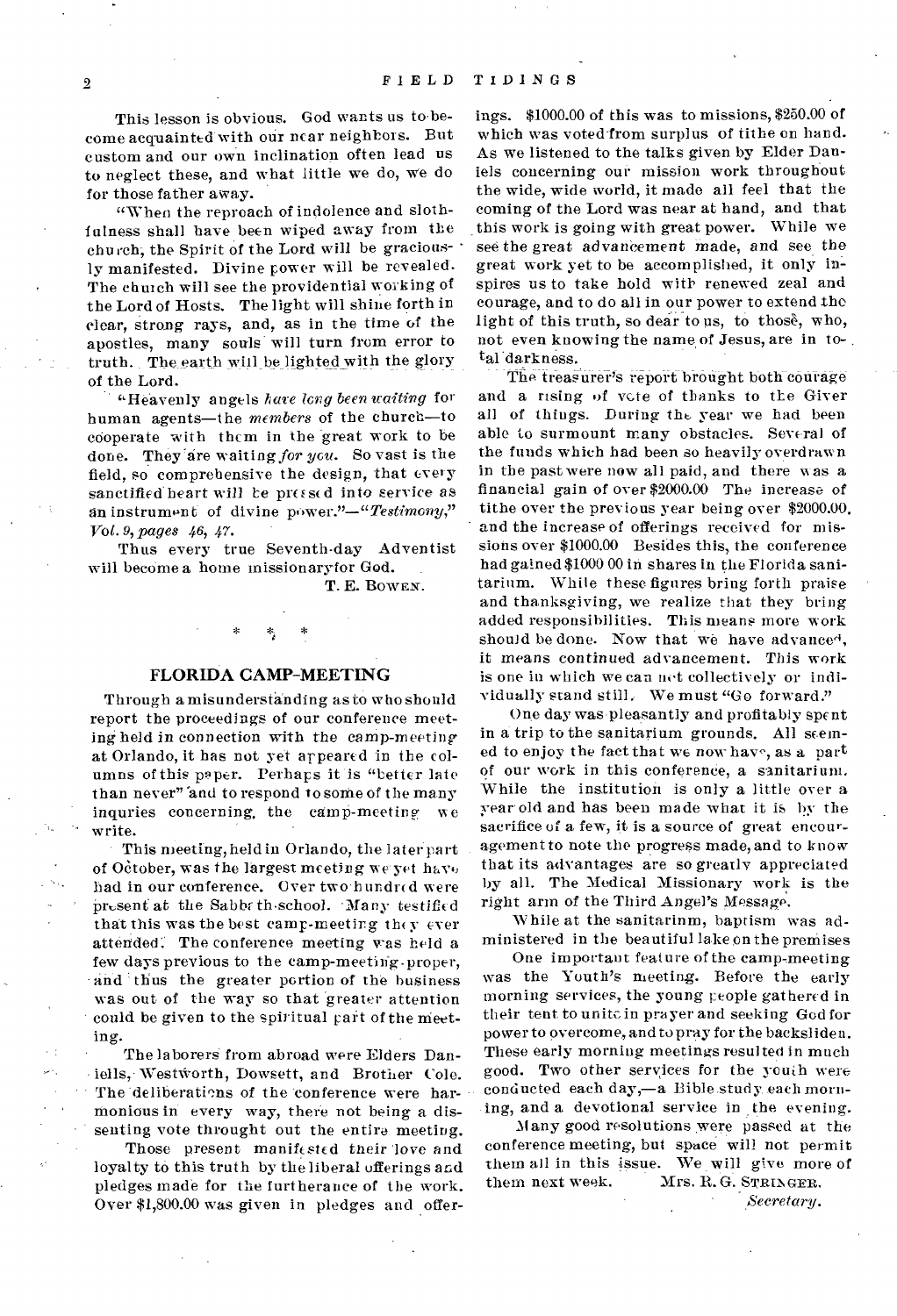This lesson is obvious. God wants us to become acquainted with our near neighbors. But custom and our own inclination often lead us to neglect these, and what little we do, we do for those father away.

"When the reproach of indolence and slothfulness shall have been wiped away from the church, the Spirit of the Lord will be graciously manifested. Divine power will be revealed. The church will see the providential working of the Lord of Hosts. The light will shine forth in clear, strong rays, and, as in the time of the apostles, many souls will turn from error to truth. The earth will be lighted with the glory of the Lord.

"Heavenly angels *have long been waiting* for human agents—the *members* of the church—to cooperate with them in the great work to be done. They are waiting *for you*. So vast is the field, so comprehensive the design, that every sanctified heart will be pressed into service as an instrument of divine power."—*"Testimony," Vol. 9, pages 46, 47.*

Thus every true Seventh-day Adventist will become a home missionary for God.

T. E. BOWEN.

\* \* \*

## FLORIDA CAMP-MEETING

Through a misunderstanding as to who should report the proceedings of our conference meeting held in connection with the camp-meeting at Orlando, it has not yet appeared in the columns of this paper. Perhaps it is "better late than never" and to respond to some of the many inquries concerning, the camp-meeting we write.

This meeting, held in Orlando, the later part of October, was the largest meeting we yet have had in our conference. Over two hundred were present at the Sabbath-school. Many testified that this was the best camp-meeting they ever attended. The conference meeting was held a few days previous to the camp-meeting proper, and thus the greater portion of the business was out of the way so that greater attention could be given to the spiritual part of the meeting.

The laborers from abroad were Elders Daniells, Westworth, Dowsett, and Brother Cole. The deliberations of the conference were harmonious in every way, there not being a dissenting vote throught out the entire meeting.

Those present manifested their love and loyalty to this truth by the liberal offerings and pledges made for the furtherance of the work. Over $1,800.00 was given in pledges and offerings. $1000.00 of this was to missions, $250.00 of which was voted from surplus of tithe on hand. As we listened to the talks given by Elder Daniels concerning our mission work throughout the wide, wide world, it made all feel that the coming of the Lord was near at hand, and that this work is going with great power. While we see the great advancement made, and see the great work yet to be accomplished, it only inspires us to take hold with renewed zeal and courage, and to do all in our power to extend the light of this truth, so dear to us, to those, who, not even knowing the name of Jesus, are in total darkness.

The treasurer's report brought both courage and a rising of vote of thanks to the Giver all of things. During the year we had been able to surmount many obstacles. Several of the funds which had been so heavily overdrawn in the past were now all paid, and there was a financial gain of over $2000.00 The increase of tithe over the previous year being over $2000.00, and the increase of offerings received for missions over $1000.00 Besides this, the conference had gained $1000 00 in shares in the Florida sanitarium. While these figures bring forth praise and thanksgiving, we realize that they bring added responsibilities. This means more work should be done. Now that we have advanced, it means continued advancement. This work is one in which we can not collectively or individually stand still. We must "Go forward."

One day was pleasantly and profitably spent in a trip to the sanitarium grounds. All seemed to enjoy the fact that we now have, as a part of our work in this conference, a sanitarium. While the institution is only a little over a year old and has been made what it is by the sacrifice of a few, it is a source of great encouragement to note the progress made, and to know that its advantages are so greatly appreciated by all. The Medical Missionary work is the right arm of the Third Angel's Message.

While at the sanitarinm, baptism was administered in the beautiful lake on the premises

One important feature of the camp-meeting was the Youth's meeting. Before the early morning services, the young people gathered in their tent to unite in prayer and seeking God for power to overcome, and to pray for the backsliden. These early morning meetings resulted in much good. Two other services for the youth were conducted each day,—a Bible study each morning, and a devotional service in the evening.

Many good resolutions were passed at the conference meeting, but space will not permit them all in this issue. We will give more of them next week.

MRS. R. G. STRINGER.
*Secretary.*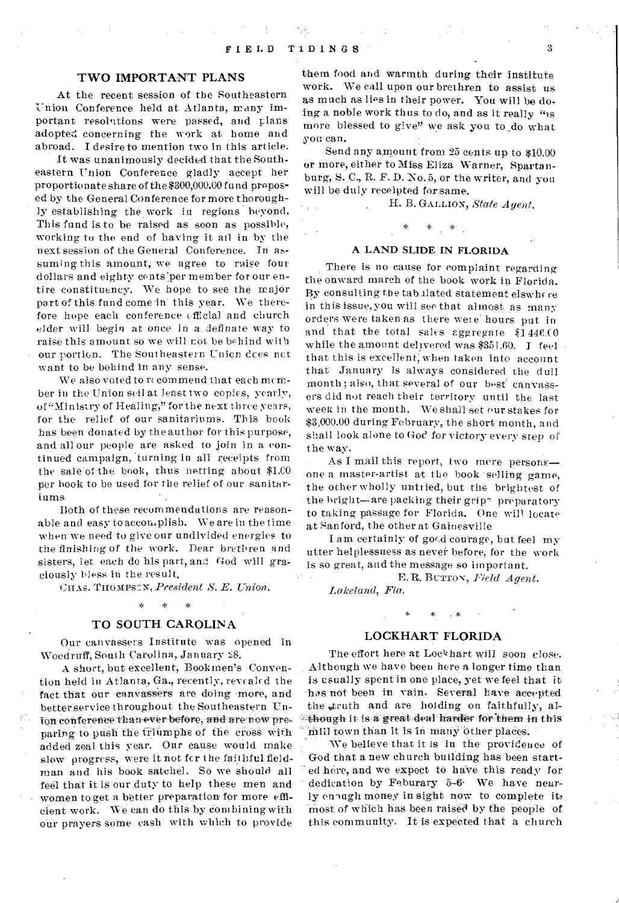## TWO IMPORTANT PLANS

At the recent session of the Southeastern Union Conference held at Atlanta, many important resolutions were passed, and plans adopted concerning the work at home and abroad. I desire to mention two in this article.

It was unanimously decided that the Southeastern Union Conference gladly accept her proportionate share of the $300,000.00 fund proposed by the General Conference for more thoroughly establishing the work in regions beyond. This fund is to be raised as soon as possible, working to the end of having it all in by the next session of the General Conference. In assuming this amount, we agree to raise four dollars and eighty cents per member for our entire constituency. We hope to see the major part of this fund come in this year. We therefore hope each conference official and church elder will begin at once in a definate way to raise this amount so we will not be behind with our portion. The Southeastern Union does not want to be behind in any sense.

We also voted to recommend that each member in the Union sell at least two copies, yearly, of "Ministry of Healing," for the next three years, for the relief of our sanitariums. This book has been donated by the author for this purpose, and all our people are asked to join in a continued campaign, turning in all receipts from the sale of the book, thus netting about $1.00 per book to be used for the relief of our sanitariums

Both of these recommendations are reasonable and easy to accomplish. We are in the time when we need to give our undivided energies to the finishing of the work. Dear brethren and sisters, let each do his part, and God will graciously bless in the result.

CHAS. THOMPSON, *President S. E. Union.*

\* \* \*

## TO SOUTH CAROLINA

Our canvassers Institute was opened in Woodruff, South Carolina, January 28.

A short, but excellent, Bookmen's Convention held in Atlanta, Ga., recently, revealed the fact that our canvassers are doing more, and better service throughout the Southeastern Union conference than ever before, and are now preparing to push the triumphs of the cross with added zeal this year. Our cause would make slow progress, were it not for the faithful fieldman and his book satchel. So we should all feel that it is our duty to help these men and women to get a better preparation for more efficient work. We can do this by combining with our prayers some cash with which to provide them food and warmth during their institute work. We call upon our brethren to assist us as much as lies in their power. You will be doing a noble work thus to do, and as it really "is more blessed to give" we ask you to do what you can.

Send any amount from 25 cents up to $10.00 or more, either to Miss Eliza Warner, Spartanburg, S. C., R. F. D. No. 5, or the writer, and you will be duly receipted for same.

H. B. GALLION, *State Agent.*

\* \* \*

## A LAND SLIDE IN FLORIDA

There is no cause for complaint regarding the onward march of the book work in Florida. By consulting the tabulated statement elsewhere in this issue, you will see that almost as many orders were taken as there were hours put in and that the total sales aggregate $1446.00 while the amount delivered was $351.60. I feel that this is excellent, when taken into account that January is always considered the dull month; also, that several of our best canvassers did not reach their territory until the last week in the month. We shall set our stakes for $3,000.00 during February, the short month, and shall look alone to God for victory every step of the way.

As I mail this report, two more persons—one a master-artist at the book selling game, the other wholly untried, but the brightest of the bright—are packing their grips preparatory to taking passage for Florida. One will locate at Sanford, the other at Gainesville

I am certainly of good courage, but feel my utter helplessness as never before, for the work is so great, and the message so important.

E. R. BUTTON, *Field Agent.*

*Lakeland, Fla.*

\* \* \*

## LOCKHART FLORIDA

The effort here at Lockhart will soon close. Although we have been here a longer time than is usually spent in one place, yet we feel that it has not been in vain. Several have accepted the truth and are holding on faithfully, although it is a great deal harder for them in this mill town than it is in many other places.

We believe that it is in the providence of God that a new church building has been started here, and we expect to have this ready for dedication by Feburary 5-6. We have nearly enough money in sight now to complete it, most of which has been raised by the people of this community. It is expected that a church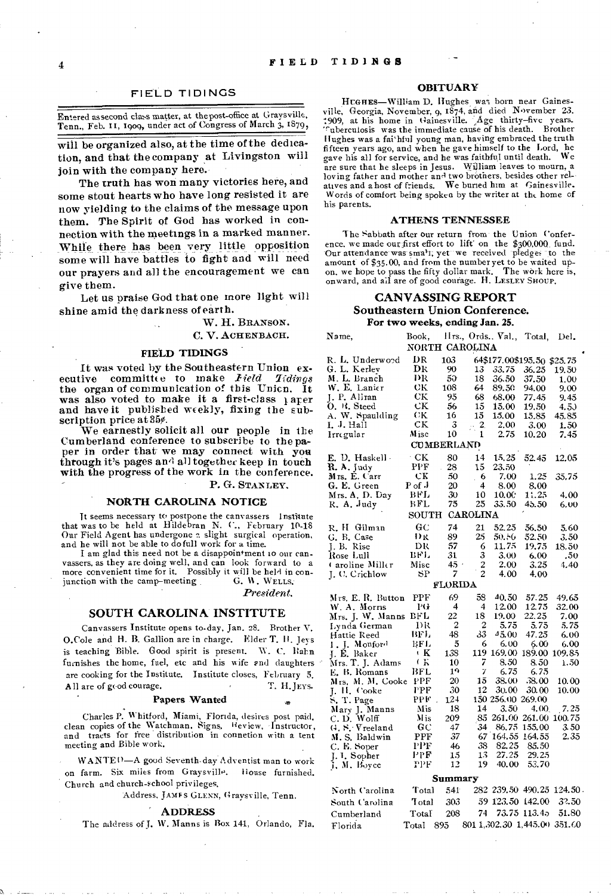## FIELD TIDINGS

Entered as second class matter, at the post-office at Graysville, Tenn., Feb. 11, 1909, under act of Congress of March 3, 1879,

will be organized also, at the time of the dedication, and that the company at Livingston will join with the company here.

The truth has won many victories here, and some stout hearts who have long resisted it are now yielding to the claims of the message upon them. The Spirit of God has worked in connection with the meetings in a marked manner. While there has been very little opposition some will have battles to fight and will need our prayers and all the encouragement we can give them.

Let us praise God that one more light will shine amid the darkness of earth.

W. H. BRANSON.
C. V. ACHENBACH.

### FIELD TIDINGS

It was voted by the Southeastern Union executive committee to make *Field Tidings* the organ of communication of this Union. It was also voted to make it a first-class paper and have it published weekly, fixing the subscription price at 35¢.

We earnestly solicit all our people in the Cumberland conference to subscribe to the paper in order that we may connect with you through it's pages and all together keep in touch with the progress of the work in the conference.

P. G. STANLEY.

### NORTH CAROLINA NOTICE

It seems necessary to postpone the canvassers Institute that was to be held at Hildebran N. C., February 10-18 Our Field Agent has undergone a slight surgical operation, and he will not be able to do full work for a time.

I am glad this need not be a disappointment to our canvassers, as they are doing well, and can look forward to a more convenient time for it. Possibly it will be held in conjunction with the camp-meeting.

G. W. WELLS.
*President.*

## SOUTH CAROLINA INSTITUTE

Canvassers Institute opens to-day, Jan. 28. Brother V. O. Cole and H. B. Gallion are in charge. Elder T. H. Jeys is teaching Bible. Good spirit is present. W. C. Bahn furnishes the home, fuel, etc and his wife and daughters are cooking for the Institute. Institute closes, February 5. All are of good courage.

T. H. JEYS.

### Papers Wanted

Charles P. Whitford, Miami, Florida, desires post paid, clean copies of the Watchman, Signs, Review, Instructor, and tracts for free distribution in connetion with a tent meeting and Bible work.

WANTED—A good Seventh-day Adventist man to work on farm. Six miles from Graysville. House furnished. Church and church-school privileges.

Address, JAMES GLENN, Graysville, Tenn.

### ADDRESS

The address of J. W. Manns is Box 141, Orlando, Fla.

### OBITUARY

HUGHES—William D. Hughes was born near Gainesville, Georgia, November, 9, 1874, and died November 23. 1909, at his home in Gainesville. Age thirty-five years. Tuberculosis was the immediate cause of his death. Brother Hughes was a faithful young man, having embraced the truth fifteen years ago, and when he gave himself to the Lord, he gave his all for service, and he was faithful until death. We are sure that he sleeps in Jesus. William leaves to mourn, a loving father and mother and two brothers, besides other relatives and a host of friends. We buried him at Gainesville. Words of comfort being spoken by the writer at the home of his parents.

### ATHENS TENNESSEE

The Sabbath after our return from the Union Conference, we made our first effort to lift on the $300,000 fund. Our attendance was small, yet we received pledges to the amount of $35.00, and from the number yet to be waited upon, we hope to pass the fifty dollar mark. The work here is, onward, and all are of good courage. H. LESLEY SHOUP.

## CANVASSING REPORT
### Southeastern Union Conference.
#### For two weeks, ending Jan. 25.

| Name, | Book, | Hrs., | Ords., | Val., | Total, | Del. |
|---|---|---|---|---|---|---|
| **NORTH CAROLINA** | | | | | | |
| R. L. Underwood | DR | 103 | 64 | $177.00 | $195.50 | $25.75 |
| G. L. Kerley | DR | 90 | 13 | 33.75 | 36.25 | 19.50 |
| M. L. Branch | DR | 50 | 18 | 36.50 | 37.50 | 1.00 |
| W. E. Lanier | CK | 108 | 64 | 89.50 | 94.00 | 9.00 |
| J. P. Allran | CK | 95 | 68 | 68.00 | 77.45 | 9.45 |
| O. B. Steed | CK | 56 | 15 | 15.00 | 19.50 | 4.50 |
| A. W. Spaulding | CK | 16 | 15 | 15.00 | 15.85 | 45.85 |
| I. J. Hall | CK | 3 | 2 | 2.00 | 3.00 | 1.50 |
| Irregular | Misc | 10 | 1 | 2.75 | 10.20 | 7.45 |
| **CUMBERLAND** | | | | | | |
| E. D. Haskell | CK | 80 | 14 | 15.25 | 52.45 | 12.05 |
| R. A. Judy | PPF | 28 | 15 | 23.50 | | |
| Mrs. E. Carr | CK | 50 | 6 | 7.00 | 1.25 | 35.75 |
| G. E. Green | P of J | 20 | 4 | 8.00 | 8.00 | |
| Mrs. A. D. Day | BFL | 30 | 10 | 10.00 | 11.25 | 4.00 |
| R. A. Judy | BFL | 75 | 25 | 33.50 | 45.50 | 6.00 |
| **SOUTH CAROLINA** | | | | | | |
| R. H. Gilman | GC | 74 | 21 | 52.25 | 56.50 | 5.60 |
| G. B. Case | DR | 89 | 25 | 50.50 | 52.50 | 3.50 |
| J. B. Rise | DR | 57 | 6 | 11.75 | 19.75 | 18.50 |
| Rose Lull | BFL | 31 | 3 | 3.00 | 6.00 | .50 |
| Caroline Miller | Misc | 45 | 2 | 2.00 | 3.25 | 4.40 |
| J. C. Crichlow | SP | 7 | 2 | 4.00 | 4.00 | |
| **FLORIDA** | | | | | | |
| Mrs. E. R. Button | PPF | 69 | 58 | 40.50 | 57.25 | 49.65 |
| W. A. Morris | PG | 4 | 4 | 12.00 | 12.75 | 32.00 |
| Mrs. J. W. Manns | BFL | 22 | 18 | 19.00 | 22.25 | 7.00 |
| Lynda German | DR | 2 | 2 | 5.75 | 5.75 | 5.75 |
| Hattie Reed | BFL | 48 | 33 | 45.00 | 47.25 | 6.00 |
| I. J. Monford | BFL | 5 | 6 | 6.00 | 6.00 | 6.00 |
| J. E. Baker | CK | 138 | 119 | 169.00 | 189.00 | 109.85 |
| Mrs. T. J. Adams | CK | 10 | 7 | 8.50 | 8.50 | 1.50 |
| E. B. Romans | BFL | 19 | 7 | 6.75 | 6.75 | |
| Mrs. M. M. Cooke | PPF | 20 | 15 | 38.00 | 38.00 | 10.00 |
| J. H. Cooke | PPF | 30 | 12 | 30.00 | 30.00 | 10.00 |
| S. T. Page | PPF | 124 | 150 | 256.00 | 269.00 | |
| Mary J. Manns | Mis | 18 | 14 | 3.50 | 4.00 | 7.25 |
| C. D. Wolff | Mis | 209 | 85 | 261.00 | 261.00 | 100.75 |
| G. S. Vreeland | GC | 47 | 34 | 86.75 | 155.00 | 3.50 |
| M. S. Baldwin | PPF | 37 | 67 | 164.55 | 164.55 | 2.35 |
| C. E. Soper | PPF | 46 | 38 | 82.25 | 85.50 | |
| J. I. Sopher | PPF | 15 | 13 | 27.25 | 29.25 | |
| J. M. Boyce | PPF | 12 | 19 | 40.00 | 53.70 | |

#### Summary

| | | | | | | |
|---|---|---|---|---|---|---|
| North Carolina | Total | 541 | 282 | 239.50 | 490.25 | 124.50 |
| South Carolina | Total | 303 | 59 | 123.50 | 142.00 | 32.50 |
| Cumberland | Total | 208 | 74 | 73.75 | 113.45 | 51.80 |
| Florida | Total | 895 | 801 | 1,302.30 | 1,445.00 | 351.60 |